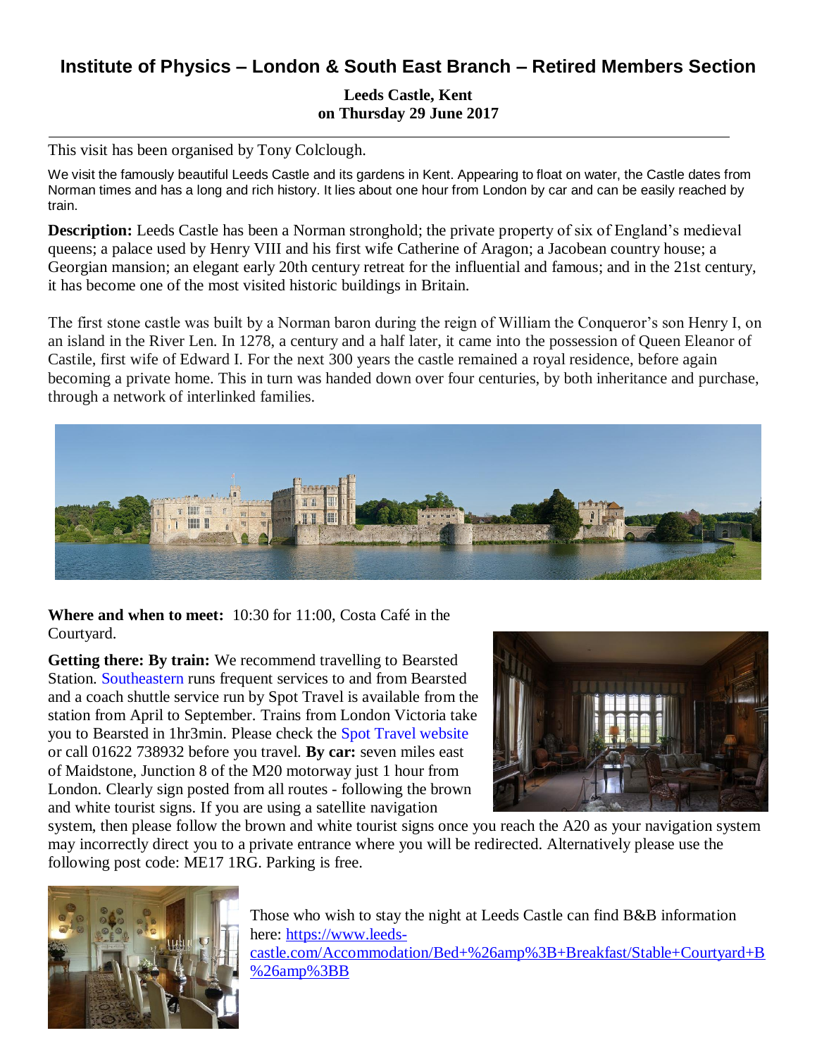# Institute of Physics – London & South East Branch – Retired Members Section

**Leeds Castle, Kent**
**on Thursday 29 June 2017**

---

This visit has been organised by Tony Colclough.

We visit the famously beautiful Leeds Castle and its gardens in Kent. Appearing to float on water, the Castle dates from Norman times and has a long and rich history. It lies about one hour from London by car and can be easily reached by train.

**Description:** Leeds Castle has been a Norman stronghold; the private property of six of England's medieval queens; a palace used by Henry VIII and his first wife Catherine of Aragon; a Jacobean country house; a Georgian mansion; an elegant early 20th century retreat for the influential and famous; and in the 21st century, it has become one of the most visited historic buildings in Britain.

The first stone castle was built by a Norman baron during the reign of William the Conqueror's son Henry I, on an island in the River Len. In 1278, a century and a half later, it came into the possession of Queen Eleanor of Castile, first wife of Edward I. For the next 300 years the castle remained a royal residence, before again becoming a private home. This in turn was handed down over four centuries, by both inheritance and purchase, through a network of interlinked families.

**Where and when to meet:** 10:30 for 11:00, Costa Café in the Courtyard.

**Getting there: By train:** We recommend travelling to Bearsted Station. Southeastern runs frequent services to and from Bearsted and a coach shuttle service run by Spot Travel is available from the station from April to September. Trains from London Victoria take you to Bearsted in 1hr3min. Please check the Spot Travel website or call 01622 738932 before you travel. **By car:** seven miles east of Maidstone, Junction 8 of the M20 motorway just 1 hour from London. Clearly sign posted from all routes - following the brown and white tourist signs. If you are using a satellite navigation system, then please follow the brown and white tourist signs once you reach the A20 as your navigation system may incorrectly direct you to a private entrance where you will be redirected. Alternatively please use the following post code: ME17 1RG. Parking is free.

Those who wish to stay the night at Leeds Castle can find B&B information here: https://www.leeds-castle.com/Accommodation/Bed+%26amp%3B+Breakfast/Stable+Courtyard+B%26amp%3BB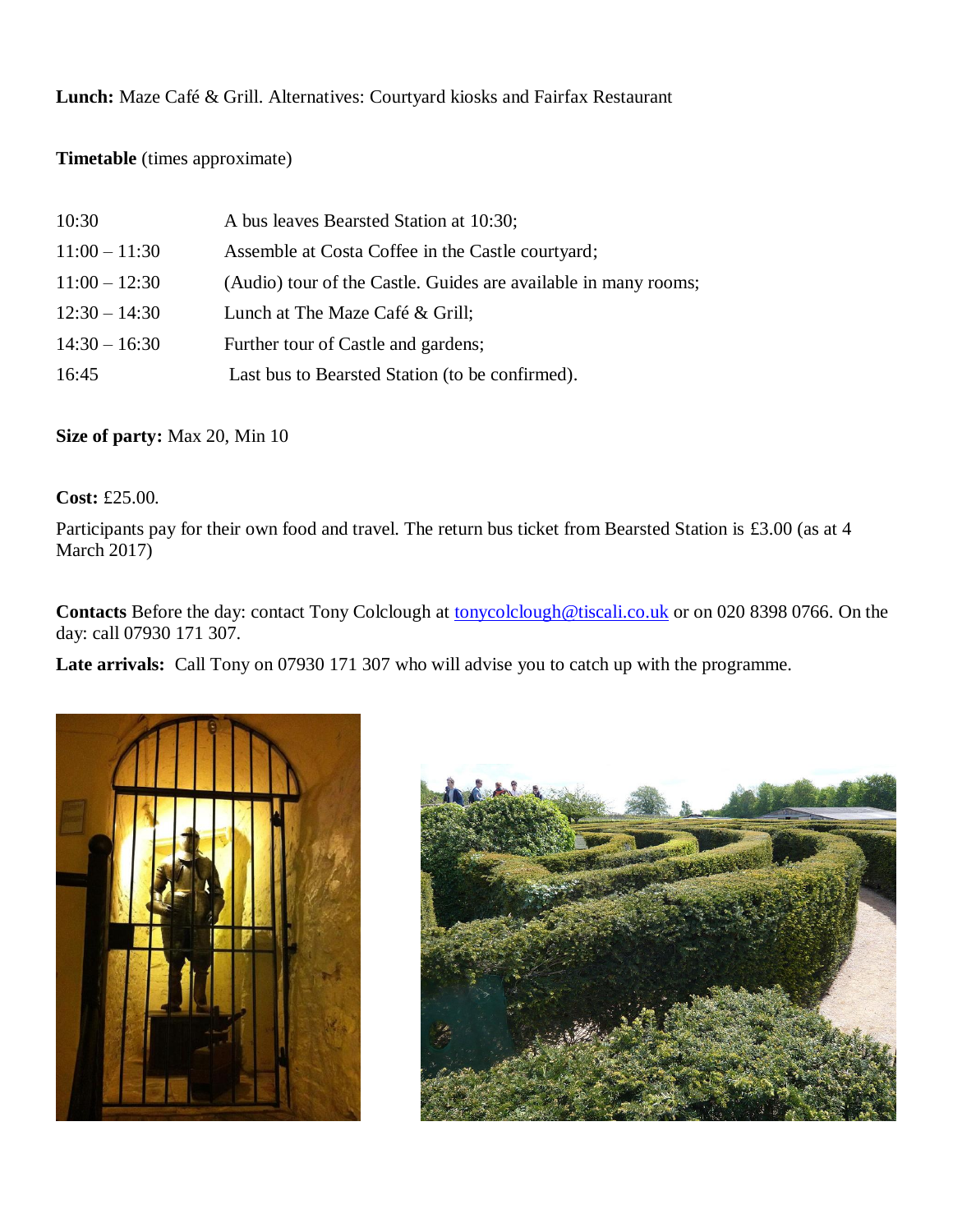**Lunch:** Maze Café & Grill. Alternatives: Courtyard kiosks and Fairfax Restaurant

**Timetable** (times approximate)

| | |
|---|---|
| 10:30 | A bus leaves Bearsted Station at 10:30; |
| 11:00 – 11:30 | Assemble at Costa Coffee in the Castle courtyard; |
| 11:00 – 12:30 | (Audio) tour of the Castle. Guides are available in many rooms; |
| 12:30 – 14:30 | Lunch at The Maze Café & Grill; |
| 14:30 – 16:30 | Further tour of Castle and gardens; |
| 16:45 | Last bus to Bearsted Station (to be confirmed). |

**Size of party:** Max 20, Min 10

**Cost:** £25.00.

Participants pay for their own food and travel. The return bus ticket from Bearsted Station is £3.00 (as at 4 March 2017)

**Contacts** Before the day: contact Tony Colclough at tonycolclough@tiscali.co.uk or on 020 8398 0766. On the day: call 07930 171 307.

**Late arrivals:** Call Tony on 07930 171 307 who will advise you to catch up with the programme.